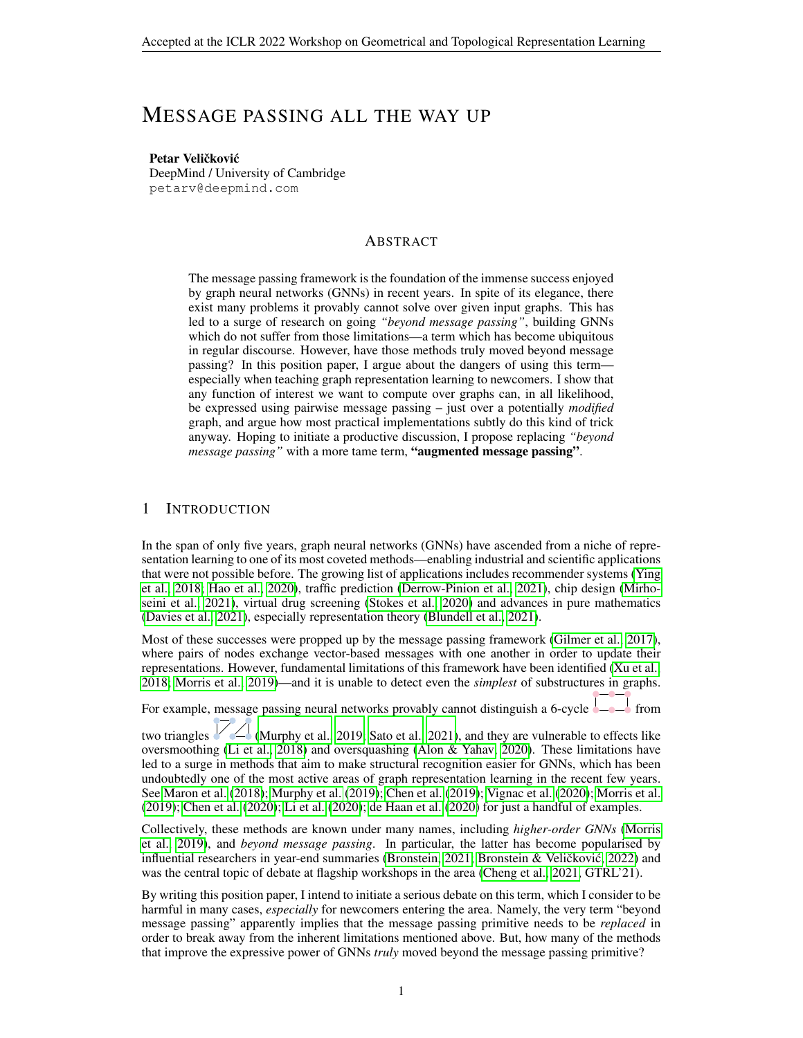# MESSAGE PASSING ALL THE WAY UP

**Petar Veličković**
DeepMind / University of Cambridge
petarv@deepmind.com

## ABSTRACT

The message passing framework is the foundation of the immense success enjoyed by graph neural networks (GNNs) in recent years. In spite of its elegance, there exist many problems it provably cannot solve over given input graphs. This has led to a surge of research on going *"beyond message passing"*, building GNNs which do not suffer from those limitations—a term which has become ubiquitous in regular discourse. However, have those methods truly moved beyond message passing? In this position paper, I argue about the dangers of using this term—especially when teaching graph representation learning to newcomers. I show that any function of interest we want to compute over graphs can, in all likelihood, be expressed using pairwise message passing – just over a potentially *modified* graph, and argue how most practical implementations subtly do this kind of trick anyway. Hoping to initiate a productive discussion, I propose replacing *"beyond message passing"* with a more tame term, **"augmented message passing"**.

## 1 INTRODUCTION

In the span of only five years, graph neural networks (GNNs) have ascended from a niche of representation learning to one of its most coveted methods—enabling industrial and scientific applications that were not possible before. The growing list of applications includes recommender systems (Ying et al., 2018; Hao et al., 2020), traffic prediction (Derrow-Pinion et al., 2021), chip design (Mirhoseini et al., 2021), virtual drug screening (Stokes et al., 2020) and advances in pure mathematics (Davies et al., 2021), especially representation theory (Blundell et al., 2021).

Most of these successes were propped up by the message passing framework (Gilmer et al., 2017), where pairs of nodes exchange vector-based messages with one another in order to update their representations. However, fundamental limitations of this framework have been identified (Xu et al., 2018; Morris et al., 2019)—and it is unable to detect even the *simplest* of substructures in graphs. For example, message passing neural networks provably cannot distinguish a 6-cycle from two triangles (Murphy et al., 2019; Sato et al., 2021), and they are vulnerable to effects like oversmoothing (Li et al., 2018) and oversquashing (Alon & Yahav, 2020). These limitations have led to a surge in methods that aim to make structural recognition easier for GNNs, which has been undoubtedly one of the most active areas of graph representation learning in the recent few years. See Maron et al. (2018); Murphy et al. (2019); Chen et al. (2019); Vignac et al. (2020); Morris et al. (2019); Chen et al. (2020); Li et al. (2020); de Haan et al. (2020) for just a handful of examples.

Collectively, these methods are known under many names, including *higher-order GNNs* (Morris et al., 2019), and *beyond message passing*. In particular, the latter has become popularised by influential researchers in year-end summaries (Bronstein, 2021; Bronstein & Veličković, 2022) and was the central topic of debate at flagship workshops in the area (Cheng et al., 2021, GTRL'21).

By writing this position paper, I intend to initiate a serious debate on this term, which I consider to be harmful in many cases, *especially* for newcomers entering the area. Namely, the very term "beyond message passing" apparently implies that the message passing primitive needs to be *replaced* in order to break away from the inherent limitations mentioned above. But, how many of the methods that improve the expressive power of GNNs *truly* moved beyond the message passing primitive?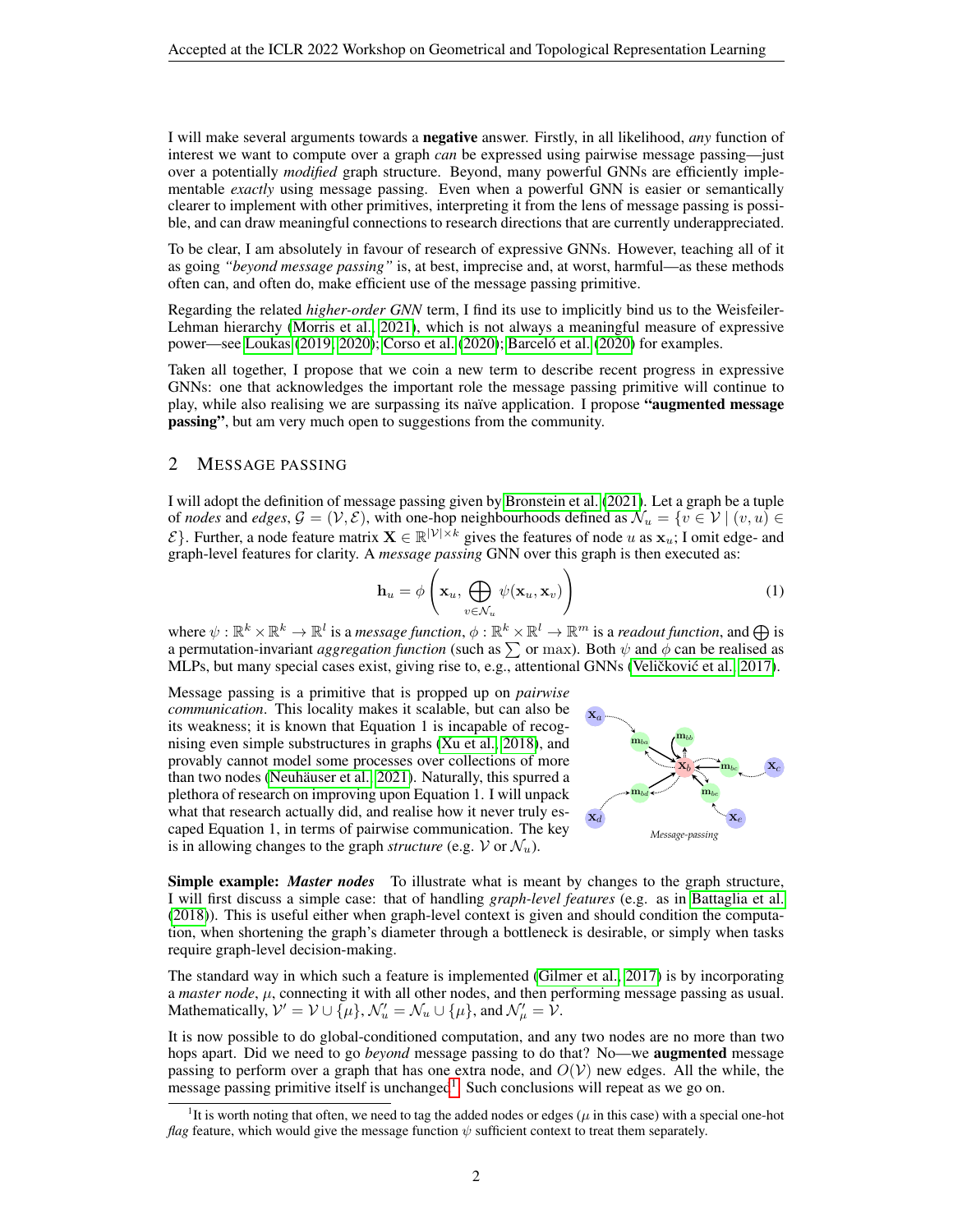I will make several arguments towards a **negative** answer. Firstly, in all likelihood, *any* function of interest we want to compute over a graph *can* be expressed using pairwise message passing—just over a potentially *modified* graph structure. Beyond, many powerful GNNs are efficiently implementable *exactly* using message passing. Even when a powerful GNN is easier or semantically clearer to implement with other primitives, interpreting it from the lens of message passing is possible, and can draw meaningful connections to research directions that are currently underappreciated.

To be clear, I am absolutely in favour of research of expressive GNNs. However, teaching all of it as going *"beyond message passing"* is, at best, imprecise and, at worst, harmful—as these methods often can, and often do, make efficient use of the message passing primitive.

Regarding the related *higher-order GNN* term, I find its use to implicitly bind us to the Weisfeiler-Lehman hierarchy (Morris et al., 2021), which is not always a meaningful measure of expressive power—see Loukas (2019; 2020); Corso et al. (2020); Barceló et al. (2020) for examples.

Taken all together, I propose that we coin a new term to describe recent progress in expressive GNNs: one that acknowledges the important role the message passing primitive will continue to play, while also realising we are surpassing its naïve application. I propose **"augmented message passing"**, but am very much open to suggestions from the community.

## 2 Message passing

I will adopt the definition of message passing given by Bronstein et al. (2021). Let a graph be a tuple of *nodes* and *edges*, $\mathcal{G} = (\mathcal{V}, \mathcal{E})$, with one-hop neighbourhoods defined as $\mathcal{N}_u = \{v \in \mathcal{V} \mid (v, u) \in \mathcal{E}\}$. Further, a node feature matrix $\mathbf{X} \in \mathbb{R}^{|\mathcal{V}| \times k}$ gives the features of node $u$ as $\mathbf{x}_u$; I omit edge- and graph-level features for clarity. A *message passing* GNN over this graph is then executed as:

$$\mathbf{h}_u = \phi\left(\mathbf{x}_u, \bigoplus_{v \in \mathcal{N}_u} \psi(\mathbf{x}_u, \mathbf{x}_v)\right) \tag{1}$$

where $\psi : \mathbb{R}^k \times \mathbb{R}^k \to \mathbb{R}^l$ is a *message function*, $\phi : \mathbb{R}^k \times \mathbb{R}^l \to \mathbb{R}^m$ is a *readout function*, and $\bigoplus$ is a permutation-invariant *aggregation function* (such as $\sum$ or $\max$). Both $\psi$ and $\phi$ can be realised as MLPs, but many special cases exist, giving rise to, e.g., attentional GNNs (Veličković et al., 2017).

Message passing is a primitive that is propped up on *pairwise communication*. This locality makes it scalable, but can also be its weakness; it is known that Equation 1 is incapable of recognising even simple substructures in graphs (Xu et al., 2018), and provably cannot model some processes over collections of more than two nodes (Neuhäuser et al., 2021). Naturally, this spurred a plethora of research on improving upon Equation 1. I will unpack what that research actually did, and realise how it never truly escaped Equation 1, in terms of pairwise communication. The key is in allowing changes to the graph *structure* (e.g. $\mathcal{V}$ or $\mathcal{N}_u$).

*Message-passing*

**Simple example: *Master nodes*** To illustrate what is meant by changes to the graph structure, I will first discuss a simple case: that of handling *graph-level features* (e.g. as in Battaglia et al. (2018)). This is useful either when graph-level context is given and should condition the computation, when shortening the graph's diameter through a bottleneck is desirable, or simply when tasks require graph-level decision-making.

The standard way in which such a feature is implemented (Gilmer et al., 2017) is by incorporating a *master node*, $\mu$, connecting it with all other nodes, and then performing message passing as usual. Mathematically, $\mathcal{V}' = \mathcal{V} \cup \{\mu\}$, $\mathcal{N}'_u = \mathcal{N}_u \cup \{\mu\}$, and $\mathcal{N}'_\mu = \mathcal{V}$.

It is now possible to do global-conditioned computation, and any two nodes are no more than two hops apart. Did we need to go *beyond* message passing to do that? No—we **augmented** message passing to perform over a graph that has one extra node, and $O(\mathcal{V})$ new edges. All the while, the message passing primitive itself is unchanged[1]. Such conclusions will repeat as we go on.

[1] It is worth noting that often, we need to tag the added nodes or edges ($\mu$ in this case) with a special one-hot *flag* feature, which would give the message function $\psi$ sufficient context to treat them separately.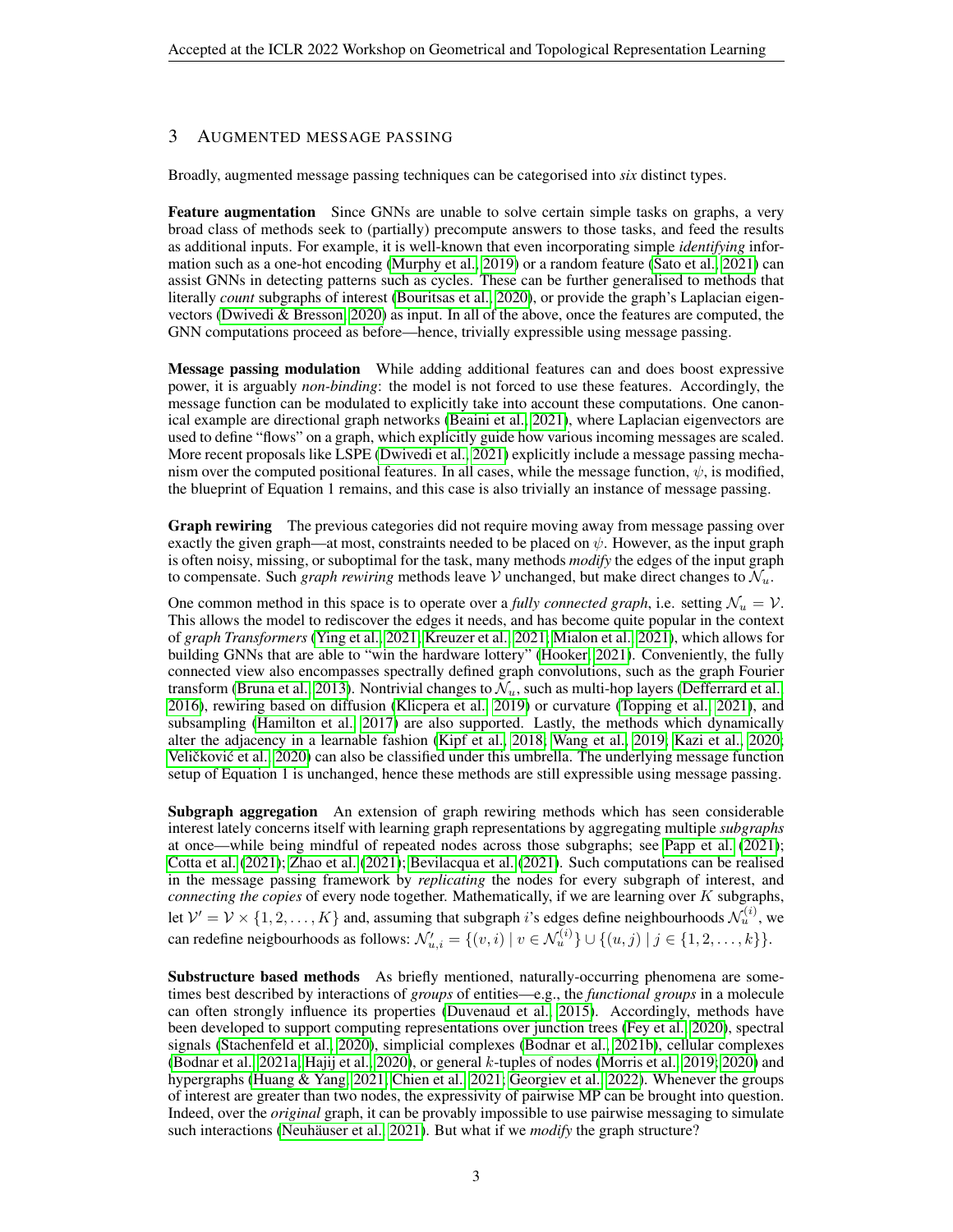## 3 AUGMENTED MESSAGE PASSING

Broadly, augmented message passing techniques can be categorised into *six* distinct types.

**Feature augmentation** Since GNNs are unable to solve certain simple tasks on graphs, a very broad class of methods seek to (partially) precompute answers to those tasks, and feed the results as additional inputs. For example, it is well-known that even incorporating simple *identifying* information such as a one-hot encoding (Murphy et al., 2019) or a random feature (Sato et al., 2021) can assist GNNs in detecting patterns such as cycles. These can be further generalised to methods that literally *count* subgraphs of interest (Bouritsas et al., 2020), or provide the graph's Laplacian eigenvectors (Dwivedi & Bresson, 2020) as input. In all of the above, once the features are computed, the GNN computations proceed as before—hence, trivially expressible using message passing.

**Message passing modulation** While adding additional features can and does boost expressive power, it is arguably *non-binding*: the model is not forced to use these features. Accordingly, the message function can be modulated to explicitly take into account these computations. One canonical example are directional graph networks (Beaini et al., 2021), where Laplacian eigenvectors are used to define "flows" on a graph, which explicitly guide how various incoming messages are scaled. More recent proposals like LSPE (Dwivedi et al., 2021) explicitly include a message passing mechanism over the computed positional features. In all cases, while the message function, $\psi$, is modified, the blueprint of Equation 1 remains, and this case is also trivially an instance of message passing.

**Graph rewiring** The previous categories did not require moving away from message passing over exactly the given graph—at most, constraints needed to be placed on $\psi$. However, as the input graph is often noisy, missing, or suboptimal for the task, many methods *modify* the edges of the input graph to compensate. Such *graph rewiring* methods leave $\mathcal{V}$ unchanged, but make direct changes to $\mathcal{N}_u$.

One common method in this space is to operate over a *fully connected graph*, i.e. setting $\mathcal{N}_u = \mathcal{V}$. This allows the model to rediscover the edges it needs, and has become quite popular in the context of *graph Transformers* (Ying et al., 2021; Kreuzer et al., 2021; Mialon et al., 2021), which allows for building GNNs that are able to "win the hardware lottery" (Hooker, 2021). Conveniently, the fully connected view also encompasses spectrally defined graph convolutions, such as the graph Fourier transform (Bruna et al., 2013). Nontrivial changes to $\mathcal{N}_u$, such as multi-hop layers (Defferrard et al., 2016), rewiring based on diffusion (Klicpera et al., 2019) or curvature (Topping et al., 2021), and subsampling (Hamilton et al., 2017) are also supported. Lastly, the methods which dynamically alter the adjacency in a learnable fashion (Kipf et al., 2018; Wang et al., 2019; Kazi et al., 2020; Veličković et al., 2020) can also be classified under this umbrella. The underlying message function setup of Equation 1 is unchanged, hence these methods are still expressible using message passing.

**Subgraph aggregation** An extension of graph rewiring methods which has seen considerable interest lately concerns itself with learning graph representations by aggregating multiple *subgraphs* at once—while being mindful of repeated nodes across those subgraphs; see Papp et al. (2021); Cotta et al. (2021); Zhao et al. (2021); Bevilacqua et al. (2021). Such computations can be realised in the message passing framework by *replicating* the nodes for every subgraph of interest, and *connecting the copies* of every node together. Mathematically, if we are learning over $K$ subgraphs, let $\mathcal{V}' = \mathcal{V} \times \{1, 2, \dots, K\}$ and, assuming that subgraph $i$'s edges define neighbourhoods $\mathcal{N}_u^{(i)}$, we can redefine neigbourhoods as follows: $\mathcal{N}'_{u,i} = \{(v, i) \mid v \in \mathcal{N}_u^{(i)}\} \cup \{(u, j) \mid j \in \{1, 2, \dots, k\}\}$.

**Substructure based methods** As briefly mentioned, naturally-occurring phenomena are sometimes best described by interactions of *groups* of entities—e.g., the *functional groups* in a molecule can often strongly influence its properties (Duvenaud et al., 2015). Accordingly, methods have been developed to support computing representations over junction trees (Fey et al., 2020), spectral signals (Stachenfeld et al., 2020), simplicial complexes (Bodnar et al., 2021b), cellular complexes (Bodnar et al., 2021a; Hajij et al., 2020), or general $k$-tuples of nodes (Morris et al., 2019; 2020) and hypergraphs (Huang & Yang, 2021; Chien et al., 2021; Georgiev et al., 2022). Whenever the groups of interest are greater than two nodes, the expressivity of pairwise MP can be brought into question. Indeed, over the *original* graph, it can be provably impossible to use pairwise messaging to simulate such interactions (Neuhäuser et al., 2021). But what if we *modify* the graph structure?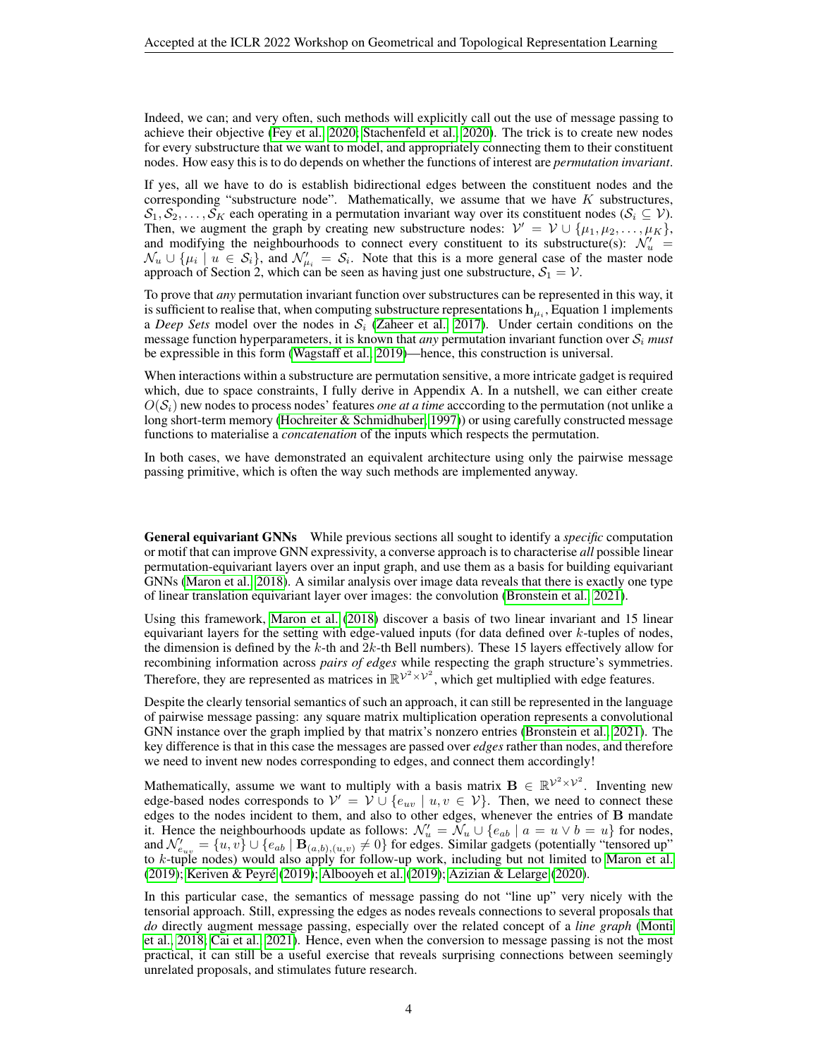Indeed, we can; and very often, such methods will explicitly call out the use of message passing to achieve their objective (Fey et al., 2020; Stachenfeld et al., 2020). The trick is to create new nodes for every substructure that we want to model, and appropriately connecting them to their constituent nodes. How easy this is to do depends on whether the functions of interest are *permutation invariant*.

If yes, all we have to do is establish bidirectional edges between the constituent nodes and the corresponding "substructure node". Mathematically, we assume that we have $K$ substructures, $\mathcal{S}_1, \mathcal{S}_2, \ldots, \mathcal{S}_K$ each operating in a permutation invariant way over its constituent nodes ($\mathcal{S}_i \subseteq \mathcal{V}$). Then, we augment the graph by creating new substructure nodes: $\mathcal{V}' = \mathcal{V} \cup \{\mu_1, \mu_2, \ldots, \mu_K\}$, and modifying the neighbourhoods to connect every constituent to its substructure(s): $\mathcal{N}'_u = \mathcal{N}_u \cup \{\mu_i \mid u \in \mathcal{S}_i\}$, and $\mathcal{N}'_{\mu_i} = \mathcal{S}_i$. Note that this is a more general case of the master node approach of Section 2, which can be seen as having just one substructure, $\mathcal{S}_1 = \mathcal{V}$.

To prove that *any* permutation invariant function over substructures can be represented in this way, it is sufficient to realise that, when computing substructure representations $\mathbf{h}_{\mu_i}$, Equation 1 implements a *Deep Sets* model over the nodes in $\mathcal{S}_i$ (Zaheer et al., 2017). Under certain conditions on the message function hyperparameters, it is known that *any* permutation invariant function over $\mathcal{S}_i$ *must* be expressible in this form (Wagstaff et al., 2019)—hence, this construction is universal.

When interactions within a substructure are permutation sensitive, a more intricate gadget is required which, due to space constraints, I fully derive in Appendix A. In a nutshell, we can either create $O(\mathcal{S}_i)$ new nodes to process nodes' features *one at a time* acccording to the permutation (not unlike a long short-term memory (Hochreiter & Schmidhuber, 1997)) or using carefully constructed message functions to materialise a *concatenation* of the inputs which respects the permutation.

In both cases, we have demonstrated an equivalent architecture using only the pairwise message passing primitive, which is often the way such methods are implemented anyway.

**General equivariant GNNs** While previous sections all sought to identify a *specific* computation or motif that can improve GNN expressivity, a converse approach is to characterise *all* possible linear permutation-equivariant layers over an input graph, and use them as a basis for building equivariant GNNs (Maron et al., 2018). A similar analysis over image data reveals that there is exactly one type of linear translation equivariant layer over images: the convolution (Bronstein et al., 2021).

Using this framework, Maron et al. (2018) discover a basis of two linear invariant and 15 linear equivariant layers for the setting with edge-valued inputs (for data defined over $k$-tuples of nodes, the dimension is defined by the $k$-th and $2k$-th Bell numbers). These 15 layers effectively allow for recombining information across *pairs of edges* while respecting the graph structure's symmetries. Therefore, they are represented as matrices in $\mathbb{R}^{\mathcal{V}^2 \times \mathcal{V}^2}$, which get multiplied with edge features.

Despite the clearly tensorial semantics of such an approach, it can still be represented in the language of pairwise message passing: any square matrix multiplication operation represents a convolutional GNN instance over the graph implied by that matrix's nonzero entries (Bronstein et al., 2021). The key difference is that in this case the messages are passed over *edges* rather than nodes, and therefore we need to invent new nodes corresponding to edges, and connect them accordingly!

Mathematically, assume we want to multiply with a basis matrix $\mathbf{B} \in \mathbb{R}^{\mathcal{V}^2 \times \mathcal{V}^2}$. Inventing new edge-based nodes corresponds to $\mathcal{V}' = \mathcal{V} \cup \{e_{uv} \mid u, v \in \mathcal{V}\}$. Then, we need to connect these edges to the nodes incident to them, and also to other edges, whenever the entries of $\mathbf{B}$ mandate it. Hence the neighbourhoods update as follows: $\mathcal{N}'_u = \mathcal{N}_u \cup \{e_{ab} \mid a = u \vee b = u\}$ for nodes, and $\mathcal{N}'_{e_{uv}} = \{u, v\} \cup \{e_{ab} \mid \mathbf{B}_{(a,b),(u,v)} \neq 0\}$ for edges. Similar gadgets (potentially "tensored up" to $k$-tuple nodes) would also apply for follow-up work, including but not limited to Maron et al. (2019); Keriven & Peyré (2019); Albooyeh et al. (2019); Azizian & Lelarge (2020).

In this particular case, the semantics of message passing do not "line up" very nicely with the tensorial approach. Still, expressing the edges as nodes reveals connections to several proposals that *do* directly augment message passing, especially over the related concept of a *line graph* (Monti et al., 2018; Cai et al., 2021). Hence, even when the conversion to message passing is not the most practical, it can still be a useful exercise that reveals surprising connections between seemingly unrelated proposals, and stimulates future research.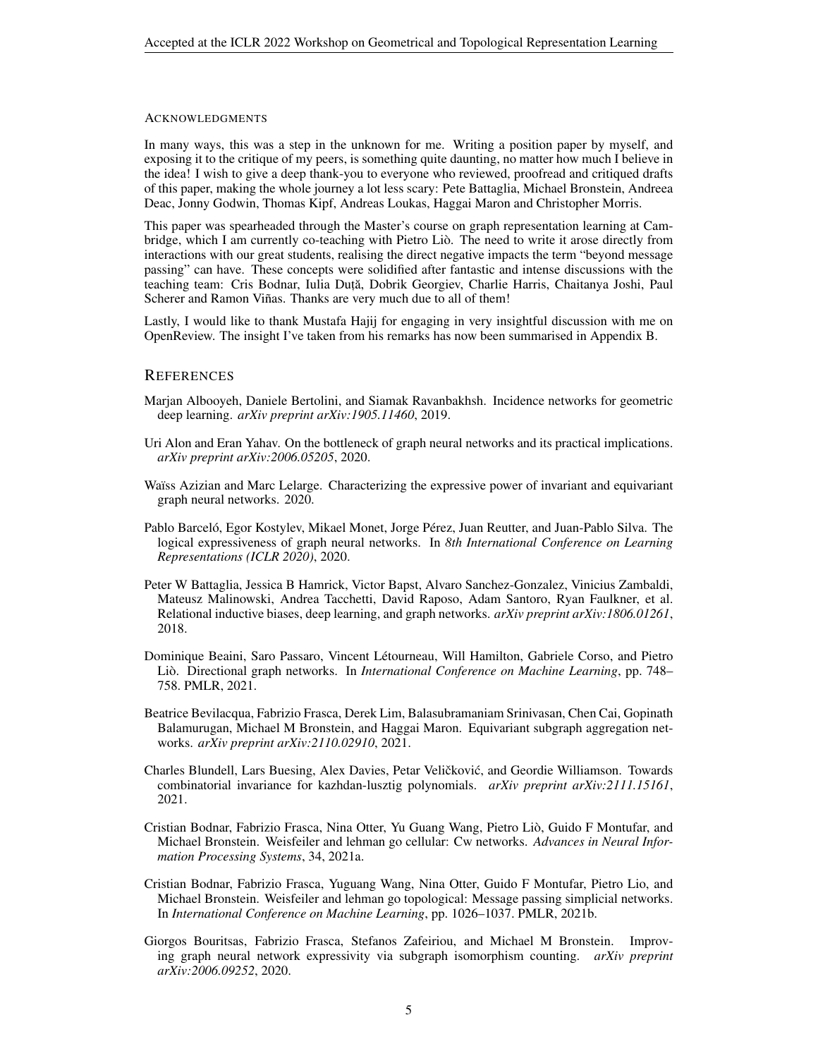### ACKNOWLEDGMENTS

In many ways, this was a step in the unknown for me. Writing a position paper by myself, and exposing it to the critique of my peers, is something quite daunting, no matter how much I believe in the idea! I wish to give a deep thank-you to everyone who reviewed, proofread and critiqued drafts of this paper, making the whole journey a lot less scary: Pete Battaglia, Michael Bronstein, Andreea Deac, Jonny Godwin, Thomas Kipf, Andreas Loukas, Haggai Maron and Christopher Morris.

This paper was spearheaded through the Master's course on graph representation learning at Cambridge, which I am currently co-teaching with Pietro Liò. The need to write it arose directly from interactions with our great students, realising the direct negative impacts the term "beyond message passing" can have. These concepts were solidified after fantastic and intense discussions with the teaching team: Cris Bodnar, Iulia Duță, Dobrik Georgiev, Charlie Harris, Chaitanya Joshi, Paul Scherer and Ramon Viñas. Thanks are very much due to all of them!

Lastly, I would like to thank Mustafa Hajij for engaging in very insightful discussion with me on OpenReview. The insight I've taken from his remarks has now been summarised in Appendix B.

## REFERENCES

Marjan Albooyeh, Daniele Bertolini, and Siamak Ravanbakhsh. Incidence networks for geometric deep learning. *arXiv preprint arXiv:1905.11460*, 2019.

Uri Alon and Eran Yahav. On the bottleneck of graph neural networks and its practical implications. *arXiv preprint arXiv:2006.05205*, 2020.

Waïss Azizian and Marc Lelarge. Characterizing the expressive power of invariant and equivariant graph neural networks. 2020.

Pablo Barceló, Egor Kostylev, Mikael Monet, Jorge Pérez, Juan Reutter, and Juan-Pablo Silva. The logical expressiveness of graph neural networks. In *8th International Conference on Learning Representations (ICLR 2020)*, 2020.

Peter W Battaglia, Jessica B Hamrick, Victor Bapst, Alvaro Sanchez-Gonzalez, Vinicius Zambaldi, Mateusz Malinowski, Andrea Tacchetti, David Raposo, Adam Santoro, Ryan Faulkner, et al. Relational inductive biases, deep learning, and graph networks. *arXiv preprint arXiv:1806.01261*, 2018.

Dominique Beaini, Saro Passaro, Vincent Létourneau, Will Hamilton, Gabriele Corso, and Pietro Liò. Directional graph networks. In *International Conference on Machine Learning*, pp. 748–758. PMLR, 2021.

Beatrice Bevilacqua, Fabrizio Frasca, Derek Lim, Balasubramaniam Srinivasan, Chen Cai, Gopinath Balamurugan, Michael M Bronstein, and Haggai Maron. Equivariant subgraph aggregation networks. *arXiv preprint arXiv:2110.02910*, 2021.

Charles Blundell, Lars Buesing, Alex Davies, Petar Veličković, and Geordie Williamson. Towards combinatorial invariance for kazhdan-lusztig polynomials. *arXiv preprint arXiv:2111.15161*, 2021.

Cristian Bodnar, Fabrizio Frasca, Nina Otter, Yu Guang Wang, Pietro Liò, Guido F Montufar, and Michael Bronstein. Weisfeiler and lehman go cellular: Cw networks. *Advances in Neural Information Processing Systems*, 34, 2021a.

Cristian Bodnar, Fabrizio Frasca, Yuguang Wang, Nina Otter, Guido F Montufar, Pietro Lio, and Michael Bronstein. Weisfeiler and lehman go topological: Message passing simplicial networks. In *International Conference on Machine Learning*, pp. 1026–1037. PMLR, 2021b.

Giorgos Bouritsas, Fabrizio Frasca, Stefanos Zafeiriou, and Michael M Bronstein. Improving graph neural network expressivity via subgraph isomorphism counting. *arXiv preprint arXiv:2006.09252*, 2020.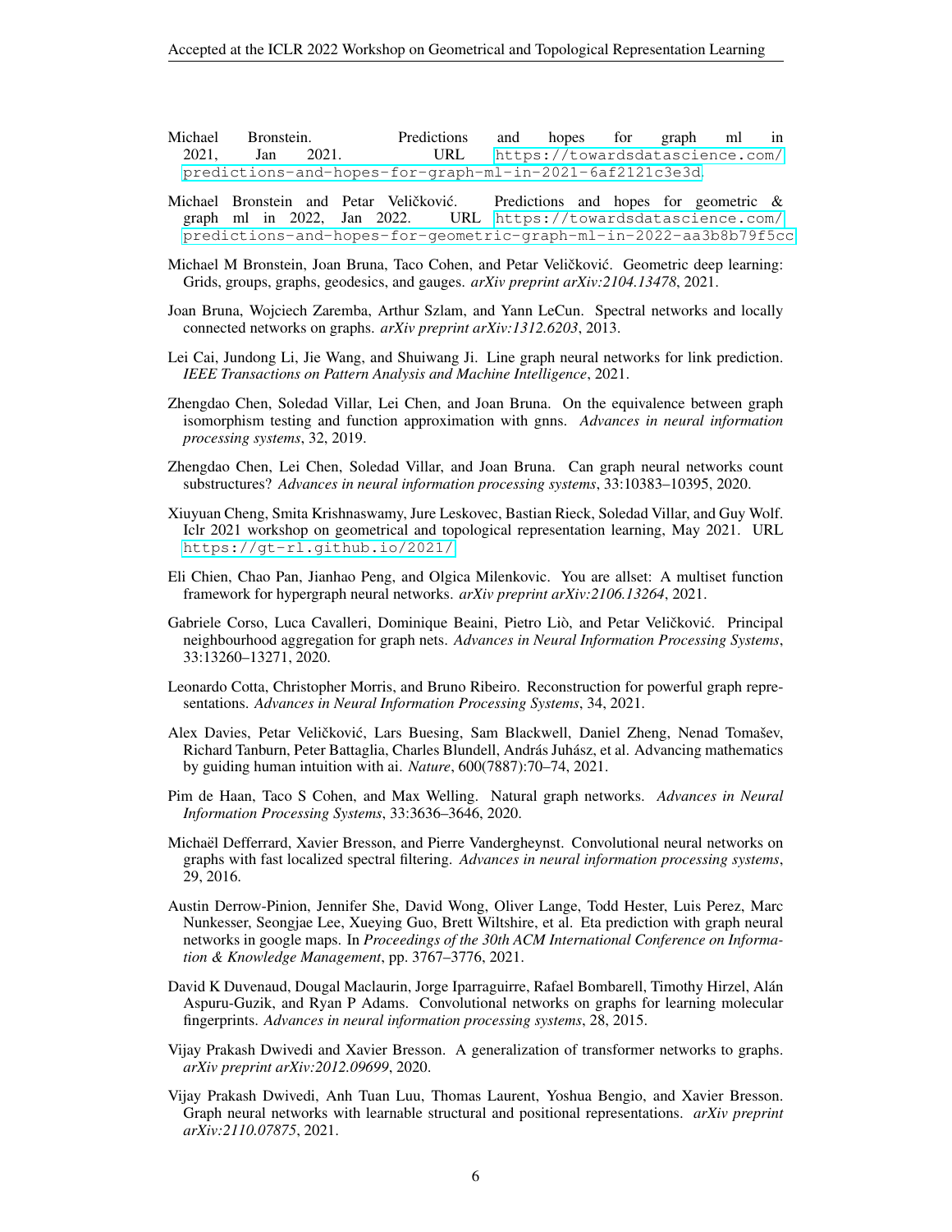Michael Bronstein. Predictions and hopes for graph ml in 2021, Jan 2021. URL https://towardsdatascience.com/predictions-and-hopes-for-graph-ml-in-2021-6af2121c3e3d.

Michael Bronstein and Petar Veličković. Predictions and hopes for geometric & graph ml in 2022, Jan 2022. URL https://towardsdatascience.com/predictions-and-hopes-for-geometric-graph-ml-in-2022-aa3b8b79f5cc.

Michael M Bronstein, Joan Bruna, Taco Cohen, and Petar Veličković. Geometric deep learning: Grids, groups, graphs, geodesics, and gauges. *arXiv preprint arXiv:2104.13478*, 2021.

Joan Bruna, Wojciech Zaremba, Arthur Szlam, and Yann LeCun. Spectral networks and locally connected networks on graphs. *arXiv preprint arXiv:1312.6203*, 2013.

Lei Cai, Jundong Li, Jie Wang, and Shuiwang Ji. Line graph neural networks for link prediction. *IEEE Transactions on Pattern Analysis and Machine Intelligence*, 2021.

Zhengdao Chen, Soledad Villar, Lei Chen, and Joan Bruna. On the equivalence between graph isomorphism testing and function approximation with gnns. *Advances in neural information processing systems*, 32, 2019.

Zhengdao Chen, Lei Chen, Soledad Villar, and Joan Bruna. Can graph neural networks count substructures? *Advances in neural information processing systems*, 33:10383–10395, 2020.

Xiuyuan Cheng, Smita Krishnaswamy, Jure Leskovec, Bastian Rieck, Soledad Villar, and Guy Wolf. Iclr 2021 workshop on geometrical and topological representation learning, May 2021. URL https://gt-rl.github.io/2021/.

Eli Chien, Chao Pan, Jianhao Peng, and Olgica Milenkovic. You are allset: A multiset function framework for hypergraph neural networks. *arXiv preprint arXiv:2106.13264*, 2021.

Gabriele Corso, Luca Cavalleri, Dominique Beaini, Pietro Liò, and Petar Veličković. Principal neighbourhood aggregation for graph nets. *Advances in Neural Information Processing Systems*, 33:13260–13271, 2020.

Leonardo Cotta, Christopher Morris, and Bruno Ribeiro. Reconstruction for powerful graph representations. *Advances in Neural Information Processing Systems*, 34, 2021.

Alex Davies, Petar Veličković, Lars Buesing, Sam Blackwell, Daniel Zheng, Nenad Tomašev, Richard Tanburn, Peter Battaglia, Charles Blundell, András Juhász, et al. Advancing mathematics by guiding human intuition with ai. *Nature*, 600(7887):70–74, 2021.

Pim de Haan, Taco S Cohen, and Max Welling. Natural graph networks. *Advances in Neural Information Processing Systems*, 33:3636–3646, 2020.

Michaël Defferrard, Xavier Bresson, and Pierre Vandergheynst. Convolutional neural networks on graphs with fast localized spectral filtering. *Advances in neural information processing systems*, 29, 2016.

Austin Derrow-Pinion, Jennifer She, David Wong, Oliver Lange, Todd Hester, Luis Perez, Marc Nunkesser, Seongjae Lee, Xueying Guo, Brett Wiltshire, et al. Eta prediction with graph neural networks in google maps. In *Proceedings of the 30th ACM International Conference on Information & Knowledge Management*, pp. 3767–3776, 2021.

David K Duvenaud, Dougal Maclaurin, Jorge Iparraguirre, Rafael Bombarell, Timothy Hirzel, Alán Aspuru-Guzik, and Ryan P Adams. Convolutional networks on graphs for learning molecular fingerprints. *Advances in neural information processing systems*, 28, 2015.

Vijay Prakash Dwivedi and Xavier Bresson. A generalization of transformer networks to graphs. *arXiv preprint arXiv:2012.09699*, 2020.

Vijay Prakash Dwivedi, Anh Tuan Luu, Thomas Laurent, Yoshua Bengio, and Xavier Bresson. Graph neural networks with learnable structural and positional representations. *arXiv preprint arXiv:2110.07875*, 2021.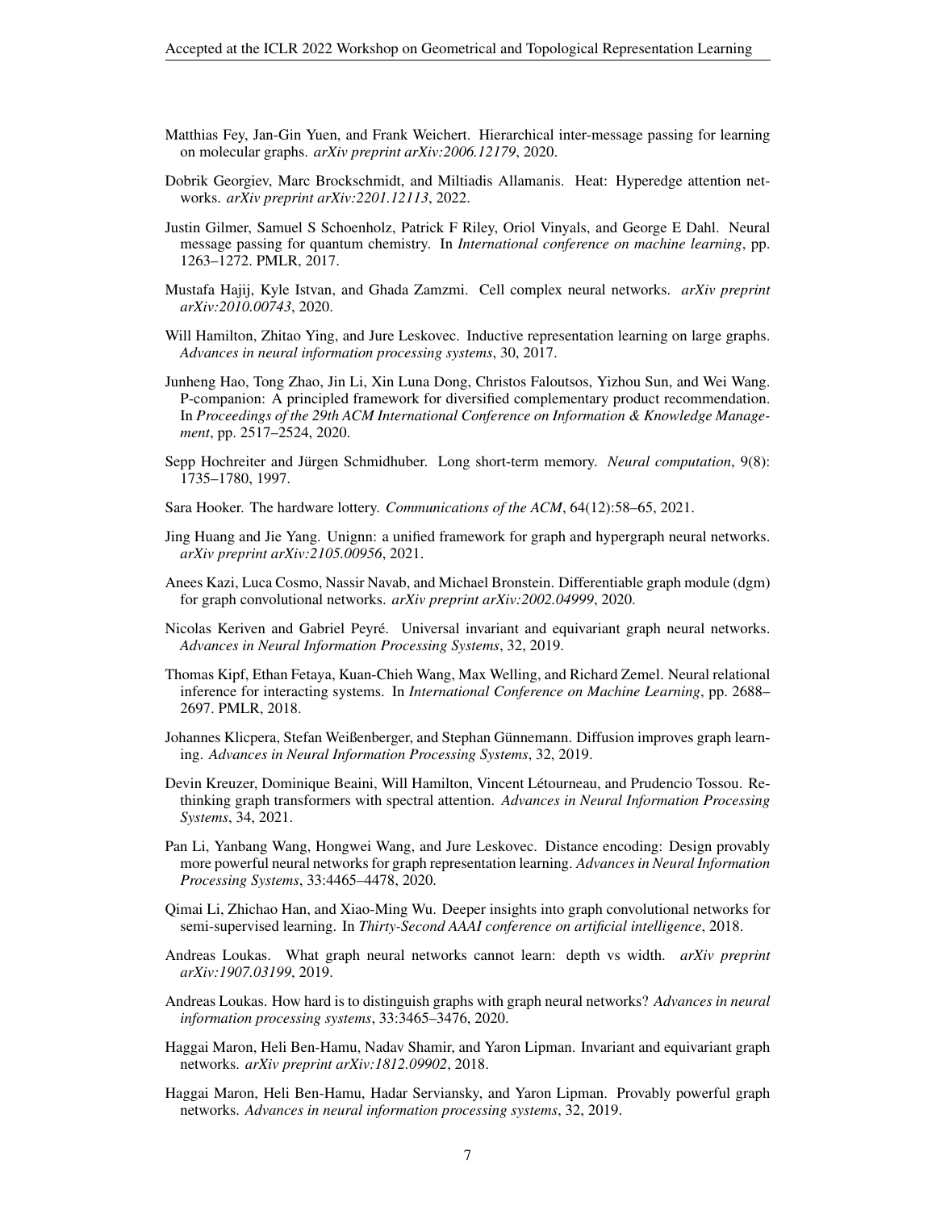Matthias Fey, Jan-Gin Yuen, and Frank Weichert. Hierarchical inter-message passing for learning on molecular graphs. *arXiv preprint arXiv:2006.12179*, 2020.

Dobrik Georgiev, Marc Brockschmidt, and Miltiadis Allamanis. Heat: Hyperedge attention networks. *arXiv preprint arXiv:2201.12113*, 2022.

Justin Gilmer, Samuel S Schoenholz, Patrick F Riley, Oriol Vinyals, and George E Dahl. Neural message passing for quantum chemistry. In *International conference on machine learning*, pp. 1263–1272. PMLR, 2017.

Mustafa Hajij, Kyle Istvan, and Ghada Zamzmi. Cell complex neural networks. *arXiv preprint arXiv:2010.00743*, 2020.

Will Hamilton, Zhitao Ying, and Jure Leskovec. Inductive representation learning on large graphs. *Advances in neural information processing systems*, 30, 2017.

Junheng Hao, Tong Zhao, Jin Li, Xin Luna Dong, Christos Faloutsos, Yizhou Sun, and Wei Wang. P-companion: A principled framework for diversified complementary product recommendation. In *Proceedings of the 29th ACM International Conference on Information & Knowledge Management*, pp. 2517–2524, 2020.

Sepp Hochreiter and Jürgen Schmidhuber. Long short-term memory. *Neural computation*, 9(8): 1735–1780, 1997.

Sara Hooker. The hardware lottery. *Communications of the ACM*, 64(12):58–65, 2021.

Jing Huang and Jie Yang. Unignn: a unified framework for graph and hypergraph neural networks. *arXiv preprint arXiv:2105.00956*, 2021.

Anees Kazi, Luca Cosmo, Nassir Navab, and Michael Bronstein. Differentiable graph module (dgm) for graph convolutional networks. *arXiv preprint arXiv:2002.04999*, 2020.

Nicolas Keriven and Gabriel Peyré. Universal invariant and equivariant graph neural networks. *Advances in Neural Information Processing Systems*, 32, 2019.

Thomas Kipf, Ethan Fetaya, Kuan-Chieh Wang, Max Welling, and Richard Zemel. Neural relational inference for interacting systems. In *International Conference on Machine Learning*, pp. 2688–2697. PMLR, 2018.

Johannes Klicpera, Stefan Weißenberger, and Stephan Günnemann. Diffusion improves graph learning. *Advances in Neural Information Processing Systems*, 32, 2019.

Devin Kreuzer, Dominique Beaini, Will Hamilton, Vincent Létourneau, and Prudencio Tossou. Rethinking graph transformers with spectral attention. *Advances in Neural Information Processing Systems*, 34, 2021.

Pan Li, Yanbang Wang, Hongwei Wang, and Jure Leskovec. Distance encoding: Design provably more powerful neural networks for graph representation learning. *Advances in Neural Information Processing Systems*, 33:4465–4478, 2020.

Qimai Li, Zhichao Han, and Xiao-Ming Wu. Deeper insights into graph convolutional networks for semi-supervised learning. In *Thirty-Second AAAI conference on artificial intelligence*, 2018.

Andreas Loukas. What graph neural networks cannot learn: depth vs width. *arXiv preprint arXiv:1907.03199*, 2019.

Andreas Loukas. How hard is to distinguish graphs with graph neural networks? *Advances in neural information processing systems*, 33:3465–3476, 2020.

Haggai Maron, Heli Ben-Hamu, Nadav Shamir, and Yaron Lipman. Invariant and equivariant graph networks. *arXiv preprint arXiv:1812.09902*, 2018.

Haggai Maron, Heli Ben-Hamu, Hadar Serviansky, and Yaron Lipman. Provably powerful graph networks. *Advances in neural information processing systems*, 32, 2019.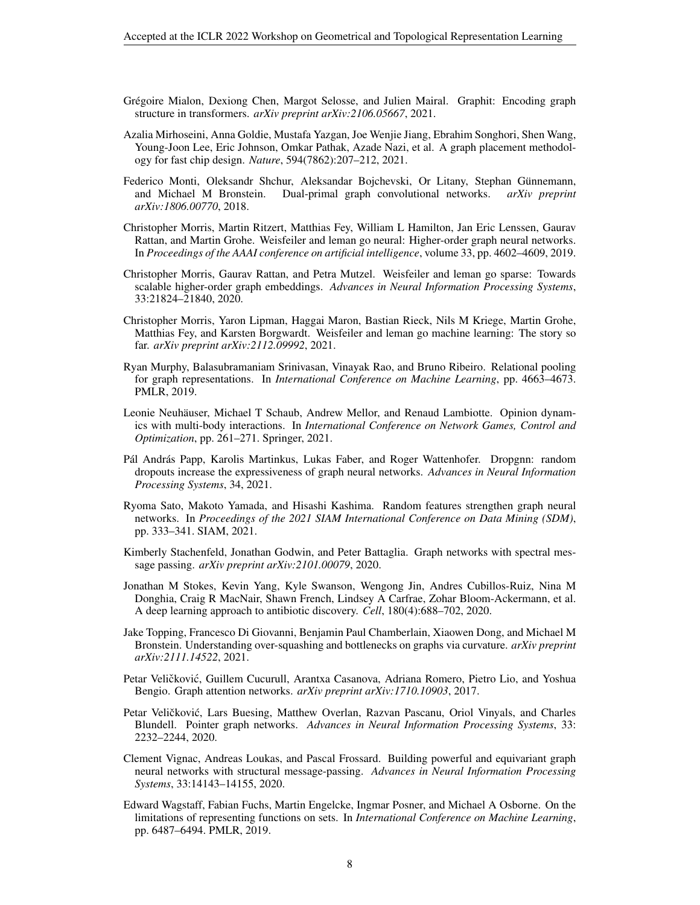Grégoire Mialon, Dexiong Chen, Margot Selosse, and Julien Mairal. Graphit: Encoding graph structure in transformers. *arXiv preprint arXiv:2106.05667*, 2021.

Azalia Mirhoseini, Anna Goldie, Mustafa Yazgan, Joe Wenjie Jiang, Ebrahim Songhori, Shen Wang, Young-Joon Lee, Eric Johnson, Omkar Pathak, Azade Nazi, et al. A graph placement methodology for fast chip design. *Nature*, 594(7862):207–212, 2021.

Federico Monti, Oleksandr Shchur, Aleksandar Bojchevski, Or Litany, Stephan Günnemann, and Michael M Bronstein. Dual-primal graph convolutional networks. *arXiv preprint arXiv:1806.00770*, 2018.

Christopher Morris, Martin Ritzert, Matthias Fey, William L Hamilton, Jan Eric Lenssen, Gaurav Rattan, and Martin Grohe. Weisfeiler and leman go neural: Higher-order graph neural networks. In *Proceedings of the AAAI conference on artificial intelligence*, volume 33, pp. 4602–4609, 2019.

Christopher Morris, Gaurav Rattan, and Petra Mutzel. Weisfeiler and leman go sparse: Towards scalable higher-order graph embeddings. *Advances in Neural Information Processing Systems*, 33:21824–21840, 2020.

Christopher Morris, Yaron Lipman, Haggai Maron, Bastian Rieck, Nils M Kriege, Martin Grohe, Matthias Fey, and Karsten Borgwardt. Weisfeiler and leman go machine learning: The story so far. *arXiv preprint arXiv:2112.09992*, 2021.

Ryan Murphy, Balasubramaniam Srinivasan, Vinayak Rao, and Bruno Ribeiro. Relational pooling for graph representations. In *International Conference on Machine Learning*, pp. 4663–4673. PMLR, 2019.

Leonie Neuhäuser, Michael T Schaub, Andrew Mellor, and Renaud Lambiotte. Opinion dynamics with multi-body interactions. In *International Conference on Network Games, Control and Optimization*, pp. 261–271. Springer, 2021.

Pál András Papp, Karolis Martinkus, Lukas Faber, and Roger Wattenhofer. Dropgnn: random dropouts increase the expressiveness of graph neural networks. *Advances in Neural Information Processing Systems*, 34, 2021.

Ryoma Sato, Makoto Yamada, and Hisashi Kashima. Random features strengthen graph neural networks. In *Proceedings of the 2021 SIAM International Conference on Data Mining (SDM)*, pp. 333–341. SIAM, 2021.

Kimberly Stachenfeld, Jonathan Godwin, and Peter Battaglia. Graph networks with spectral message passing. *arXiv preprint arXiv:2101.00079*, 2020.

Jonathan M Stokes, Kevin Yang, Kyle Swanson, Wengong Jin, Andres Cubillos-Ruiz, Nina M Donghia, Craig R MacNair, Shawn French, Lindsey A Carfrae, Zohar Bloom-Ackermann, et al. A deep learning approach to antibiotic discovery. *Cell*, 180(4):688–702, 2020.

Jake Topping, Francesco Di Giovanni, Benjamin Paul Chamberlain, Xiaowen Dong, and Michael M Bronstein. Understanding over-squashing and bottlenecks on graphs via curvature. *arXiv preprint arXiv:2111.14522*, 2021.

Petar Veličković, Guillem Cucurull, Arantxa Casanova, Adriana Romero, Pietro Lio, and Yoshua Bengio. Graph attention networks. *arXiv preprint arXiv:1710.10903*, 2017.

Petar Veličković, Lars Buesing, Matthew Overlan, Razvan Pascanu, Oriol Vinyals, and Charles Blundell. Pointer graph networks. *Advances in Neural Information Processing Systems*, 33: 2232–2244, 2020.

Clement Vignac, Andreas Loukas, and Pascal Frossard. Building powerful and equivariant graph neural networks with structural message-passing. *Advances in Neural Information Processing Systems*, 33:14143–14155, 2020.

Edward Wagstaff, Fabian Fuchs, Martin Engelcke, Ingmar Posner, and Michael A Osborne. On the limitations of representing functions on sets. In *International Conference on Machine Learning*, pp. 6487–6494. PMLR, 2019.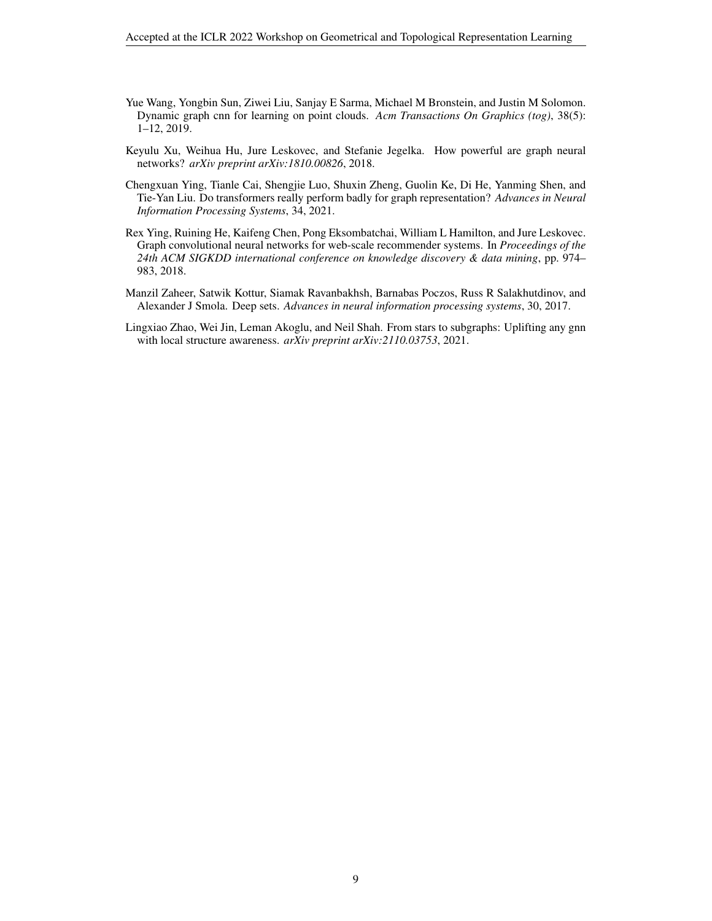Yue Wang, Yongbin Sun, Ziwei Liu, Sanjay E Sarma, Michael M Bronstein, and Justin M Solomon. Dynamic graph cnn for learning on point clouds. *Acm Transactions On Graphics (tog)*, 38(5): 1–12, 2019.

Keyulu Xu, Weihua Hu, Jure Leskovec, and Stefanie Jegelka. How powerful are graph neural networks? *arXiv preprint arXiv:1810.00826*, 2018.

Chengxuan Ying, Tianle Cai, Shengjie Luo, Shuxin Zheng, Guolin Ke, Di He, Yanming Shen, and Tie-Yan Liu. Do transformers really perform badly for graph representation? *Advances in Neural Information Processing Systems*, 34, 2021.

Rex Ying, Ruining He, Kaifeng Chen, Pong Eksombatchai, William L Hamilton, and Jure Leskovec. Graph convolutional neural networks for web-scale recommender systems. In *Proceedings of the 24th ACM SIGKDD international conference on knowledge discovery & data mining*, pp. 974–983, 2018.

Manzil Zaheer, Satwik Kottur, Siamak Ravanbakhsh, Barnabas Poczos, Russ R Salakhutdinov, and Alexander J Smola. Deep sets. *Advances in neural information processing systems*, 30, 2017.

Lingxiao Zhao, Wei Jin, Leman Akoglu, and Neil Shah. From stars to subgraphs: Uplifting any gnn with local structure awareness. *arXiv preprint arXiv:2110.03753*, 2021.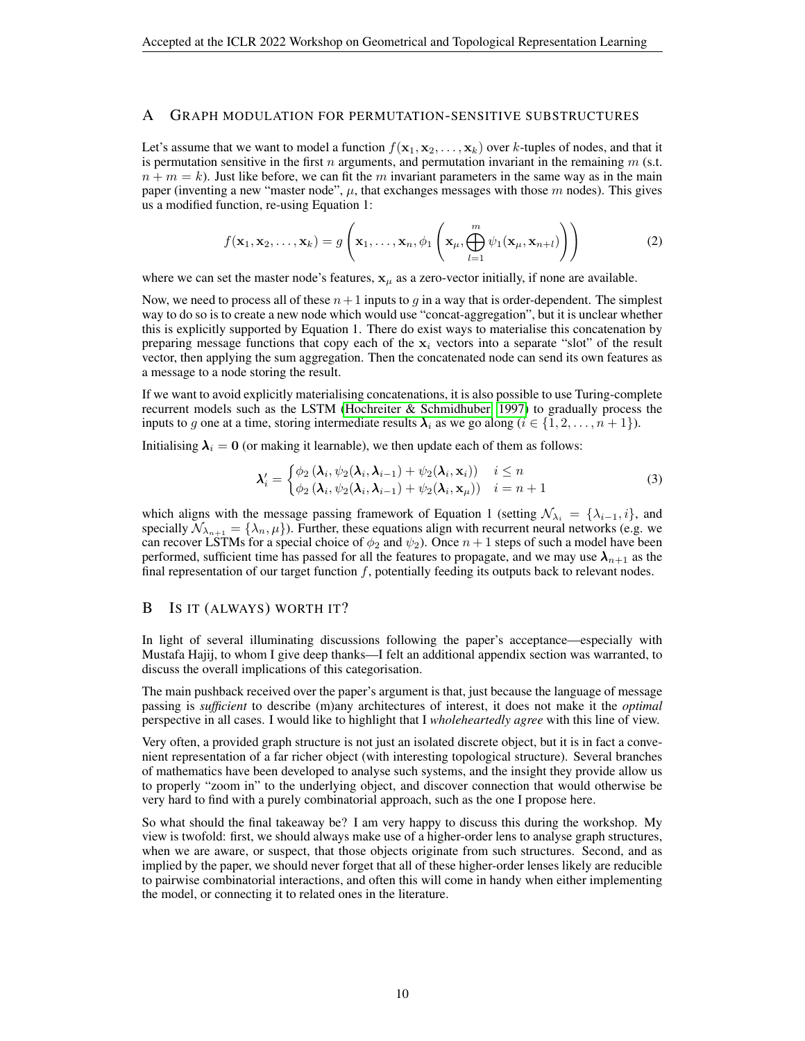## A Graph modulation for permutation-sensitive substructures

Let's assume that we want to model a function $f(\mathbf{x}_1, \mathbf{x}_2, \ldots, \mathbf{x}_k)$ over $k$-tuples of nodes, and that it is permutation sensitive in the first $n$ arguments, and permutation invariant in the remaining $m$ (s.t. $n + m = k$). Just like before, we can fit the $m$ invariant parameters in the same way as in the main paper (inventing a new "master node", $\mu$, that exchanges messages with those $m$ nodes). This gives us a modified function, re-using Equation 1:

$$f(\mathbf{x}_1, \mathbf{x}_2, \ldots, \mathbf{x}_k) = g\left(\mathbf{x}_1, \ldots, \mathbf{x}_n, \phi_1\left(\mathbf{x}_\mu, \bigoplus_{l=1}^{m} \psi_1(\mathbf{x}_\mu, \mathbf{x}_{n+l})\right)\right) \tag{2}$$

where we can set the master node's features, $\mathbf{x}_\mu$ as a zero-vector initially, if none are available.

Now, we need to process all of these $n+1$ inputs to $g$ in a way that is order-dependent. The simplest way to do so is to create a new node which would use "concat-aggregation", but it is unclear whether this is explicitly supported by Equation 1. There do exist ways to materialise this concatenation by preparing message functions that copy each of the $\mathbf{x}_i$ vectors into a separate "slot" of the result vector, then applying the sum aggregation. Then the concatenated node can send its own features as a message to a node storing the result.

If we want to avoid explicitly materialising concatenations, it is also possible to use Turing-complete recurrent models such as the LSTM (Hochreiter & Schmidhuber, 1997) to gradually process the inputs to $g$ one at a time, storing intermediate results $\boldsymbol{\lambda}_i$ as we go along ($i \in \{1, 2, \ldots, n+1\}$).

Initialising $\boldsymbol{\lambda}_i = \mathbf{0}$ (or making it learnable), we then update each of them as follows:

$$\boldsymbol{\lambda}_i' = \begin{cases} \phi_2\left(\boldsymbol{\lambda}_i, \psi_2(\boldsymbol{\lambda}_i, \boldsymbol{\lambda}_{i-1}) + \psi_2(\boldsymbol{\lambda}_i, \mathbf{x}_i)\right) & i \leq n \\ \phi_2\left(\boldsymbol{\lambda}_i, \psi_2(\boldsymbol{\lambda}_i, \boldsymbol{\lambda}_{i-1}) + \psi_2(\boldsymbol{\lambda}_i, \mathbf{x}_\mu)\right) & i = n+1 \end{cases} \tag{3}$$

which aligns with the message passing framework of Equation 1 (setting $\mathcal{N}_{\lambda_i} = \{\lambda_{i-1}, i\}$, and specially $\mathcal{N}_{\lambda_{n+1}} = \{\lambda_n, \mu\}$). Further, these equations align with recurrent neural networks (e.g. we can recover LSTMs for a special choice of $\phi_2$ and $\psi_2$). Once $n+1$ steps of such a model have been performed, sufficient time has passed for all the features to propagate, and we may use $\boldsymbol{\lambda}_{n+1}$ as the final representation of our target function $f$, potentially feeding its outputs back to relevant nodes.

## B Is it (always) worth it?

In light of several illuminating discussions following the paper's acceptance—especially with Mustafa Hajij, to whom I give deep thanks—I felt an additional appendix section was warranted, to discuss the overall implications of this categorisation.

The main pushback received over the paper's argument is that, just because the language of message passing is ***sufficient*** to describe (m)any architectures of interest, it does not make it the *optimal* perspective in all cases. I would like to highlight that I *wholeheartedly agree* with this line of view.

Very often, a provided graph structure is not just an isolated discrete object, but it is in fact a convenient representation of a far richer object (with interesting topological structure). Several branches of mathematics have been developed to analyse such systems, and the insight they provide allow us to properly "zoom in" to the underlying object, and discover connection that would otherwise be very hard to find with a purely combinatorial approach, such as the one I propose here.

So what should the final takeaway be? I am very happy to discuss this during the workshop. My view is twofold: first, we should always make use of a higher-order lens to analyse graph structures, when we are aware, or suspect, that those objects originate from such structures. Second, and as implied by the paper, we should never forget that all of these higher-order lenses likely are reducible to pairwise combinatorial interactions, and often this will come in handy when either implementing the model, or connecting it to related ones in the literature.